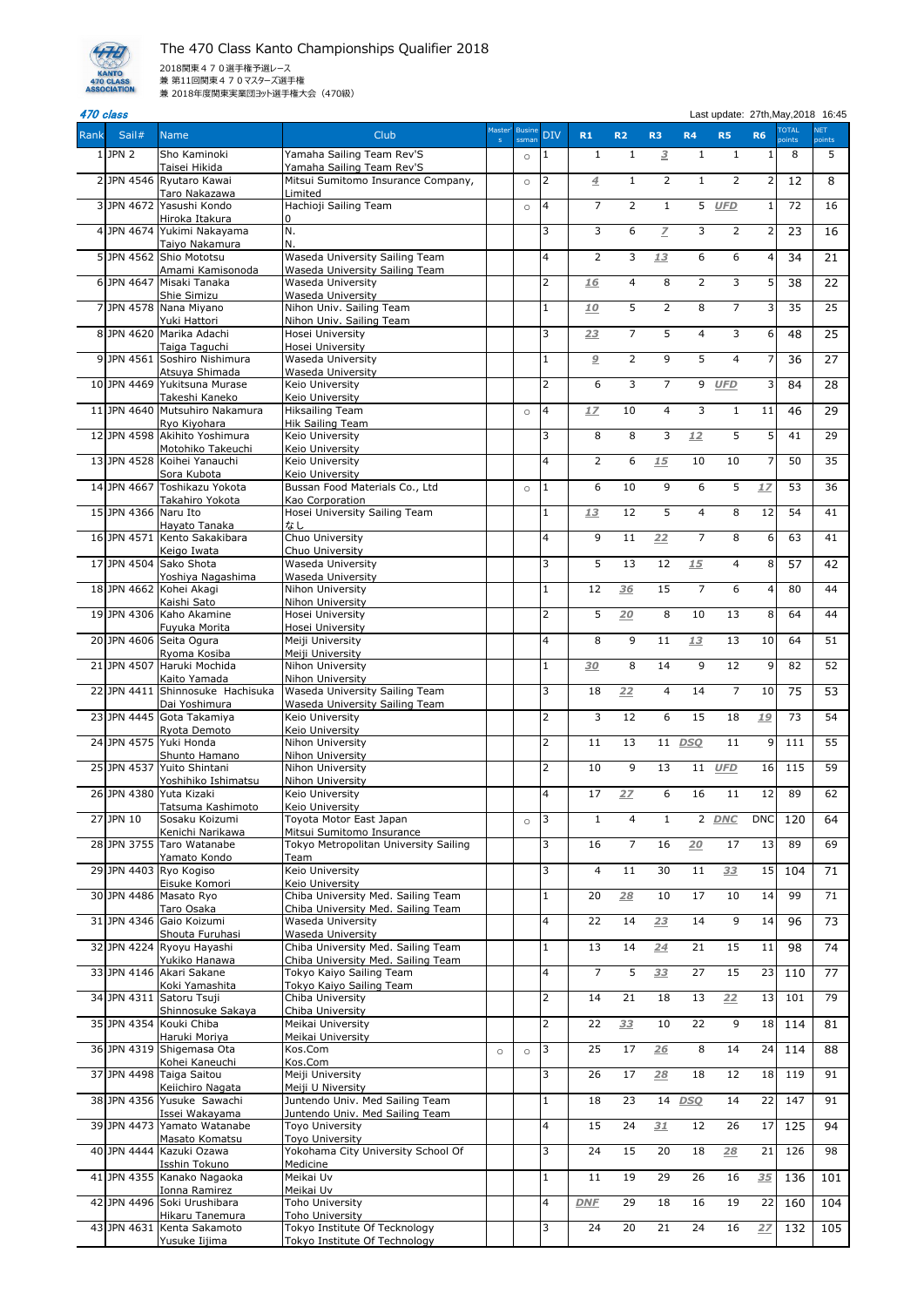# The 470 Class Kanto Championships Qualifier 2018

2018関東４７０選手権予選レース
兼 第11回関東４７０マスターズ選手権
兼 2018年度関東実業団ヨット選手権大会（470級）

*470 class*

Last update: 27th,May,2018 16:45

| Rank | Sail# | Name | Club | Masters | Businessman | DIV | R1 | R2 | R3 | R4 | R5 | R6 | TOTAL points | NET points |
|---|---|---|---|---|---|---|---|---|---|---|---|---|---|---|
| 1 | JPN 2 | Sho Kaminoki<br>Taisei Hikida | Yamaha Sailing Team Rev'S<br>Yamaha Sailing Team Rev'S | | ○ | 1 | 1 | 1 | 3 | 1 | 1 | 1 | 8 | 5 |
| 2 | JPN 4546 | Ryutaro Kawai<br>Taro Nakazawa | Mitsui Sumitomo Insurance Company, Limited | | ○ | 2 | 4 | 1 | 2 | 1 | 2 | 2 | 12 | 8 |
| 3 | JPN 4672 | Yasushi Kondo<br>Hiroka Itakura | Hachioji Sailing Team<br>0 | | ○ | 4 | 7 | 2 | 1 | 5 | UFD | 1 | 72 | 16 |
| 4 | JPN 4674 | Yukimi Nakayama<br>Taiyo Nakamura | N.<br>N. | | | 3 | 3 | 6 | 7 | 3 | 2 | 2 | 23 | 16 |
| 5 | JPN 4562 | Shio Mototsu<br>Amami Kamisonoda | Waseda University Sailing Team<br>Waseda University Sailing Team | | | 4 | 2 | 3 | 13 | 6 | 6 | 4 | 34 | 21 |
| 6 | JPN 4647 | Misaki Tanaka<br>Shie Simizu | Waseda University<br>Waseda University | | | 2 | 16 | 4 | 8 | 2 | 3 | 5 | 38 | 22 |
| 7 | JPN 4578 | Nana Miyano<br>Yuki Hattori | Nihon Univ. Sailing Team<br>Nihon Univ. Sailing Team | | | 1 | 10 | 5 | 2 | 8 | 7 | 3 | 35 | 25 |
| 8 | JPN 4620 | Marika Adachi<br>Taiga Taguchi | Hosei University<br>Hosei University | | | 3 | 23 | 7 | 5 | 4 | 3 | 6 | 48 | 25 |
| 9 | JPN 4561 | Soshiro Nishimura<br>Atsuya Shimada | Waseda University<br>Waseda University | | | 1 | 9 | 2 | 9 | 5 | 4 | 7 | 36 | 27 |
| 10 | JPN 4469 | Yukitsuna Murase<br>Takeshi Kaneko | Keio University<br>Keio University | | | 2 | 6 | 3 | 7 | 9 | UFD | 3 | 84 | 28 |
| 11 | JPN 4640 | Mutsuhiro Nakamura<br>Ryo Kiyohara | Hiksailing Team<br>Hik Sailing Team | | ○ | 4 | 17 | 10 | 4 | 3 | 1 | 11 | 46 | 29 |
| 12 | JPN 4598 | Akihito Yoshimura<br>Motohiko Takeuchi | Keio University<br>Keio University | | | 3 | 8 | 8 | 3 | 12 | 5 | 5 | 41 | 29 |
| 13 | JPN 4528 | Koihei Yanauchi<br>Sora Kubota | Keio University<br>Keio University | | | 4 | 2 | 6 | 15 | 10 | 10 | 7 | 50 | 35 |
| 14 | JPN 4667 | Toshikazu Yokota<br>Takahiro Yokota | Bussan Food Materials Co., Ltd<br>Kao Corporation | | ○ | 1 | 6 | 10 | 9 | 6 | 5 | 17 | 53 | 36 |
| 15 | JPN 4366 | Naru Ito<br>Hayato Tanaka | Hosei University Sailing Team<br>なし | | | 1 | 13 | 12 | 5 | 4 | 8 | 12 | 54 | 41 |
| 16 | JPN 4571 | Kento Sakakibara<br>Keigo Iwata | Chuo University<br>Chuo University | | | 4 | 9 | 11 | 22 | 7 | 8 | 6 | 63 | 41 |
| 17 | JPN 4504 | Sako Shota<br>Yoshiya Nagashima | Waseda University<br>Waseda University | | | 3 | 5 | 13 | 12 | 15 | 4 | 8 | 57 | 42 |
| 18 | JPN 4662 | Kohei Akagi<br>Kaishi Sato | Nihon University<br>Nihon University | | | 1 | 12 | 36 | 15 | 7 | 6 | 4 | 80 | 44 |
| 19 | JPN 4306 | Kaho Akamine<br>Fuyuka Morita | Hosei University<br>Hosei University | | | 2 | 5 | 20 | 8 | 10 | 13 | 8 | 64 | 44 |
| 20 | JPN 4606 | Seita Ogura<br>Ryoma Kosiba | Meiji University<br>Meiji University | | | 4 | 8 | 9 | 11 | 13 | 13 | 10 | 64 | 51 |
| 21 | JPN 4507 | Haruki Mochida<br>Kaito Yamada | Nihon University<br>Nihon University | | | 1 | 30 | 8 | 14 | 9 | 12 | 9 | 82 | 52 |
| 22 | JPN 4411 | Shinnosuke Hachisuka<br>Dai Yoshimura | Waseda University Sailing Team<br>Waseda University Sailing Team | | | 3 | 18 | 22 | 4 | 14 | 7 | 10 | 75 | 53 |
| 23 | JPN 4445 | Gota Takamiya<br>Ryota Demoto | Keio University<br>Keio University | | | 2 | 3 | 12 | 6 | 15 | 18 | 19 | 73 | 54 |
| 24 | JPN 4575 | Yuki Honda<br>Shunto Hamano | Nihon University<br>Nihon University | | | 2 | 11 | 13 | 11 | DSQ | 11 | 9 | 111 | 55 |
| 25 | JPN 4537 | Yuito Shintani<br>Yoshihiko Ishimatsu | Nihon University<br>Nihon University | | | 2 | 10 | 9 | 13 | 11 | UFD | 16 | 115 | 59 |
| 26 | JPN 4380 | Yuta Kizaki<br>Tatsuma Kashimoto | Keio University<br>Keio University | | | 4 | 17 | 27 | 6 | 16 | 11 | 12 | 89 | 62 |
| 27 | JPN 10 | Sosaku Koizumi<br>Kenichi Narikawa | Toyota Motor East Japan<br>Mitsui Sumitomo Insurance | | ○ | 3 | 1 | 4 | 1 | 2 | DNC | DNC | 120 | 64 |
| 28 | JPN 3755 | Taro Watanabe<br>Yamato Kondo | Tokyo Metropolitan University Sailing Team | | | 3 | 16 | 7 | 16 | 20 | 17 | 13 | 89 | 69 |
| 29 | JPN 4403 | Ryo Kogiso<br>Eisuke Komori | Keio University<br>Keio University | | | 3 | 4 | 11 | 30 | 11 | 33 | 15 | 104 | 71 |
| 30 | JPN 4486 | Masato Ryo<br>Taro Osaka | Chiba University Med. Sailing Team<br>Chiba University Med. Sailing Team | | | 1 | 20 | 28 | 10 | 17 | 10 | 14 | 99 | 71 |
| 31 | JPN 4346 | Gaio Koizumi<br>Shouta Furuhasi | Waseda University<br>Waseda University | | | 4 | 22 | 14 | 23 | 14 | 9 | 14 | 96 | 73 |
| 32 | JPN 4224 | Ryoyu Hayashi<br>Yukiko Hanawa | Chiba University Med. Sailing Team<br>Chiba University Med. Sailing Team | | | 1 | 13 | 14 | 24 | 21 | 15 | 11 | 98 | 74 |
| 33 | JPN 4146 | Akari Sakane<br>Koki Yamashita | Tokyo Kaiyo Sailing Team<br>Tokyo Kaiyo Sailing Team | | | 4 | 7 | 5 | 33 | 27 | 15 | 23 | 110 | 77 |
| 34 | JPN 4311 | Satoru Tsuji<br>Shinnosuke Sakaya | Chiba University<br>Chiba University | | | 2 | 14 | 21 | 18 | 13 | 22 | 13 | 101 | 79 |
| 35 | JPN 4354 | Kouki Chiba<br>Haruki Moriya | Meikai University<br>Meikai University | | | 2 | 22 | 33 | 10 | 22 | 9 | 18 | 114 | 81 |
| 36 | JPN 4319 | Shigemasa Ota<br>Kohei Kaneuchi | Kos.Com<br>Kos.Com | ○ | ○ | 3 | 25 | 17 | 26 | 8 | 14 | 24 | 114 | 88 |
| 37 | JPN 4498 | Taiga Saitou<br>Keiichiro Nagata | Meiji University<br>Meiji U Niversity | | | 3 | 26 | 17 | 28 | 18 | 12 | 18 | 119 | 91 |
| 38 | JPN 4356 | Yusuke Sawachi<br>Issei Wakayama | Juntendo Univ. Med Sailing Team<br>Juntendo Univ. Med Sailing Team | | | 1 | 18 | 23 | 14 | DSQ | 14 | 22 | 147 | 91 |
| 39 | JPN 4473 | Yamato Watanabe<br>Masato Komatsu | Toyo University<br>Toyo University | | | 4 | 15 | 24 | 31 | 12 | 26 | 17 | 125 | 94 |
| 40 | JPN 4444 | Kazuki Ozawa<br>Isshin Tokuno | Yokohama City University School Of Medicine | | | 3 | 24 | 15 | 20 | 18 | 28 | 21 | 126 | 98 |
| 41 | JPN 4355 | Kanako Nagaoka<br>Ionna Ramirez | Meikai Uv<br>Meikai Uv | | | 1 | 11 | 19 | 29 | 26 | 16 | 35 | 136 | 101 |
| 42 | JPN 4496 | Soki Urushibara<br>Hikaru Tanemura | Toho University<br>Toho University | | | 4 | DNF | 29 | 18 | 16 | 19 | 22 | 160 | 104 |
| 43 | JPN 4631 | Kenta Sakamoto<br>Yusuke Iijima | Tokyo Institute Of Tecknology<br>Tokyo Institute Of Technology | | | 3 | 24 | 20 | 21 | 24 | 16 | 27 | 132 | 105 |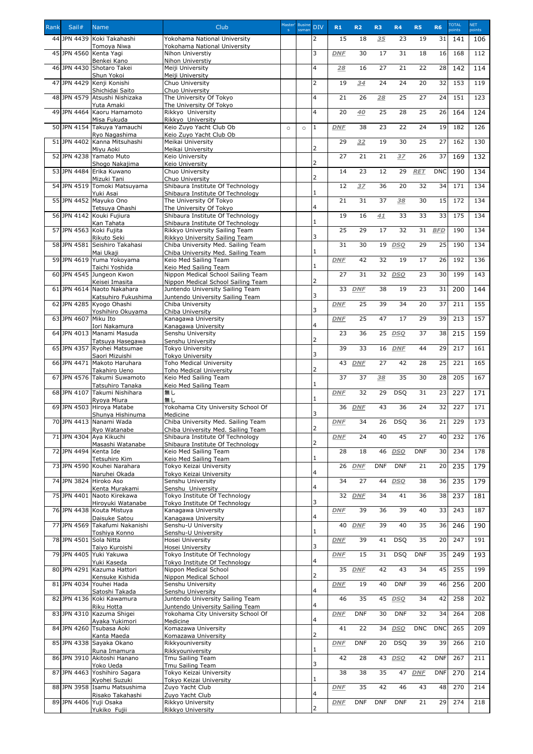| Rank | Sail# | Name | Club | Masters | Businessman | DIV | R1 | R2 | R3 | R4 | R5 | R6 | TOTAL points | NET points |
|---|---|---|---|---|---|---|---|---|---|---|---|---|---|---|
| 44 | JPN 4439 | Koki Takahashi<br>Tomoya Niwa | Yokohama National University<br>Yokohama National University | | | 2 | 15 | 18 | 35 | 23 | 19 | 31 | 141 | 106 |
| 45 | JPN 4560 | Kenta Yagi<br>Benkei Kano | Nihon Universtiy<br>Nihon Universtiy | | | 3 | DNF | 30 | 17 | 31 | 18 | 16 | 168 | 112 |
| 46 | JPN 4430 | Shotaro Takei<br>Shun Yokoi | Meiji University<br>Meiji University | | | 4 | 28 | 16 | 27 | 21 | 22 | 28 | 142 | 114 |
| 47 | JPN 4429 | Kenji Konishi<br>Shichidai Saito | Chuo University<br>Chuo University | | | 2 | 19 | 34 | 24 | 24 | 20 | 32 | 153 | 119 |
| 48 | JPN 4579 | Atsushi Nishizaka<br>Yuta Amaki | The University Of Tokyo<br>The University Of Tokyo | | | 4 | 21 | 26 | 28 | 25 | 27 | 24 | 151 | 123 |
| 49 | JPN 4464 | Kaoru Hamamoto<br>Misa Fukuda | Rikkyo University<br>Rikkyo University | | | 4 | 20 | 40 | 25 | 28 | 25 | 26 | 164 | 124 |
| 50 | JPN 4154 | Takuya Yamauchi<br>Ryo Nagashima | Keio Zuyo Yacht Club Ob<br>Keio Zuyo Yacht Club Ob | ○ | ○ | 1 | DNF | 38 | 23 | 22 | 24 | 19 | 182 | 126 |
| 51 | JPN 4402 | Kanna Mitsuhashi<br>Miyu Aoki | Meikai University<br>Meikai University | | | 2 | 29 | 32 | 19 | 30 | 25 | 27 | 162 | 130 |
| 52 | JPN 4238 | Yamato Muto<br>Shogo Nakajima | Keio University<br>Keio University | | | 2 | 27 | 21 | 21 | 37 | 26 | 37 | 169 | 132 |
| 53 | JPN 4484 | Erika Kuwano<br>Mizuki Tani | Chuo University<br>Chuo University | | | 2 | 14 | 23 | 12 | 29 | RET | DNC | 190 | 134 |
| 54 | JPN 4519 | Tomoki Matsuyama<br>Yuki Asai | Shibaura Institute Of Technology<br>Shibaura Institute Of Technology | | | 1 | 12 | 37 | 36 | 20 | 32 | 34 | 171 | 134 |
| 55 | JPN 4452 | Mayuko Ono<br>Tetsuya Ohashi | The University Of Tokyo<br>The University Of Tokyo | | | 4 | 21 | 31 | 37 | 38 | 30 | 15 | 172 | 134 |
| 56 | JPN 4142 | Kouki Fujiura<br>Kan Tahata | Shibaura Institute Of Technology<br>Shibaura Institute Of Technology | | | 1 | 19 | 16 | 41 | 33 | 33 | 33 | 175 | 134 |
| 57 | JPN 4563 | Koki Fujita<br>Rikuto Seki | Rikkyo University Sailing Team<br>Rikkyo University Sailing Team | | | 3 | 25 | 29 | 17 | 32 | 31 | BFD | 190 | 134 |
| 58 | JPN 4581 | Seishiro Takahasi<br>Mai Ukaji | Chiba University Med. Sailing Team<br>Chiba University Med. Sailing Team | | | 1 | 31 | 30 | 19 | DSQ | 29 | 25 | 190 | 134 |
| 59 | JPN 4619 | Yuma Yokoyama<br>Taichi Yoshida | Keio Med Sailing Team<br>Keio Med Sailing Team | | | 1 | DNF | 42 | 32 | 19 | 17 | 26 | 192 | 136 |
| 60 | JPN 4545 | Jungeon Kwon<br>Keisei Imasita | Nippon Medical School Sailing Team<br>Nippon Medical School Sailing Team | | | 2 | 27 | 31 | 32 | DSQ | 23 | 30 | 199 | 143 |
| 61 | JPN 4614 | Naoto Nakahara<br>Katsuhiro Fukushima | Juntendo University Sailing Team<br>Juntendo University Sailing Team | | | 3 | 33 | DNF | 38 | 19 | 23 | 31 | 200 | 144 |
| 62 | JPN 4285 | Kyogo Ohashi<br>Yoshihiro Okuyama | Chiba University<br>Chiba University | | | 3 | DNF | 25 | 39 | 34 | 20 | 37 | 211 | 155 |
| 63 | JPN 4607 | Miku Ito<br>Iori Nakamura | Kanagawa University<br>Kanagawa University | | | 4 | DNF | 25 | 47 | 17 | 29 | 39 | 213 | 157 |
| 64 | JPN 4013 | Manami Masuda<br>Tatsuya Hasegawa | Senshu University<br>Senshu University | | | 2 | 23 | 36 | 25 | DSQ | 37 | 38 | 215 | 159 |
| 65 | JPN 4357 | Ryohei Matsumae<br>Saori Mizuishi | Tokyo University<br>Tokyo University | | | 3 | 39 | 33 | 16 | DNF | 44 | 29 | 217 | 161 |
| 66 | JPN 4471 | Makoto Haruhara<br>Takahiro Ueno | Toho Medical University<br>Toho Medical University | | | 2 | 43 | DNF | 27 | 42 | 28 | 25 | 221 | 165 |
| 67 | JPN 4576 | Takumi Suwamoto<br>Tatsuhiro Tanaka | Keio Med Sailing Team<br>Keio Med Sailing Team | | | 1 | 37 | 37 | 38 | 35 | 30 | 28 | 205 | 167 |
| 68 | JPN 4107 | Takumi Nishihara<br>Ryoya Miura | 無し<br>無し | | | 1 | DNF | 32 | 29 | DSQ | 31 | 23 | 227 | 171 |
| 69 | JPN 4503 | Hiroya Matabe<br>Shunya Hishinuma | Yokohama City University School Of Medicine | | | 3 | 36 | DNF | 43 | 36 | 24 | 32 | 227 | 171 |
| 70 | JPN 4413 | Nanami Wada<br>Ryo Watanabe | Chiba University Med. Sailing Team<br>Chiba University Med. Sailing Team | | | 2 | DNF | 34 | 26 | DSQ | 36 | 21 | 229 | 173 |
| 71 | JPN 4304 | Aya Kikuchi<br>Masashi Watanabe | Shibaura Institute Of Technology<br>Shibaura Institute Of Technology | | | 2 | DNF | 24 | 40 | 45 | 27 | 40 | 232 | 176 |
| 72 | JPN 4494 | Kenta Ide<br>Tetsuhiro Kim | Keio Med Sailing Team<br>Keio Med Sailing Team | | | 1 | 28 | 18 | 46 | DSQ | DNF | 30 | 234 | 178 |
| 73 | JPN 4590 | Kouhei Narahara<br>Naruhei Okada | Tokyo Keizai University<br>Tokyo Keizai University | | | 4 | 26 | DNF | DNF | DNF | 21 | 20 | 235 | 179 |
| 74 | JPN 3824 | Hiroko Aso<br>Kenta Murakami | Senshu University<br>Senshu University | | | 4 | 34 | 27 | 44 | DSQ | 38 | 36 | 235 | 179 |
| 75 | JPN 4401 | Naoto Kirekawa<br>Hiroyuki Watanabe | Tokyo Institute Of Technology<br>Tokyo Institute Of Technology | | | 3 | 32 | DNF | 34 | 41 | 36 | 38 | 237 | 181 |
| 76 | JPN 4438 | Kouta Mistuya<br>Daisuke Satou | Kanagawa University<br>Kanagawa University | | | 4 | DNF | 39 | 36 | 39 | 40 | 33 | 243 | 187 |
| 77 | JPN 4569 | Takafumi Nakanishi<br>Toshiya Konno | Senshu-U University<br>Senshu-U University | | | 1 | 40 | DNF | 39 | 40 | 35 | 36 | 246 | 190 |
| 78 | JPN 4501 | Sola Nitta<br>Taiyo Kuroishi | Hosei University<br>Hosei University | | | 3 | DNF | 39 | 41 | DSQ | 35 | 20 | 247 | 191 |
| 79 | JPN 4405 | Yuki Yakuwa<br>Yuki Kaseda | Tokyo Institute Of Technology<br>Tokyo Institute Of Technology | | | 4 | DNF | 15 | 31 | DSQ | DNF | 35 | 249 | 193 |
| 80 | JPN 4291 | Kazuma Hattori<br>Kensuke Kishida | Nippon Medical School<br>Nippon Medical School | | | 2 | 35 | DNF | 42 | 43 | 34 | 45 | 255 | 199 |
| 81 | JPN 4034 | Youhei Hada<br>Satoshi Takada | Senshu University<br>Senshu University | | | 4 | DNF | 19 | 40 | DNF | 39 | 46 | 256 | 200 |
| 82 | JPN 4136 | Koki Kawamura<br>Riku Hotta | Juntendo University Sailing Team<br>Juntendo University Sailing Team | | | 4 | 46 | 35 | 45 | DSQ | 34 | 42 | 258 | 202 |
| 83 | JPN 4310 | Kazuma Shigei<br>Ayaka Yukimori | Yokohama City University School Of Medicine | | | 4 | DNF | DNF | 30 | DNF | 32 | 34 | 264 | 208 |
| 84 | JPN 4260 | Tsubasa Aoki<br>Kanta Maeda | Komazawa University<br>Komazawa University | | | 2 | 41 | 22 | 34 | DSQ | DNC | DNC | 265 | 209 |
| 85 | JPN 4338 | Sayaka Okano<br>Runa Imamura | Rikkyouniversity<br>Rikkyouniversity | | | 1 | DNF | DNF | 20 | DSQ | 39 | 39 | 266 | 210 |
| 86 | JPN 3910 | Akitoshi Hanano<br>Yoko Ueda | Tmu Sailing Team<br>Tmu Sailing Team | | | 3 | 42 | 28 | 43 | DSQ | 42 | DNF | 267 | 211 |
| 87 | JPN 4463 | Yoshihiro Sagara<br>Kyohei Suzuki | Tokyo Keizai University<br>Tokyo Keizai University | | | 1 | 38 | 38 | 35 | 47 | DNF | DNF | 270 | 214 |
| 88 | JPN 3958 | Isamu Matsushima<br>Risako Takahashi | Zuyo Yacht Club<br>Zuyo Yacht Club | | | 4 | DNF | 35 | 42 | 46 | 43 | 48 | 270 | 214 |
| 89 | JPN 4406 | Yuji Osaka<br>Yukiko Fujii | Rikkyo University<br>Rikkyo University | | | 2 | DNF | DNF | DNF | DNF | 21 | 29 | 274 | 218 |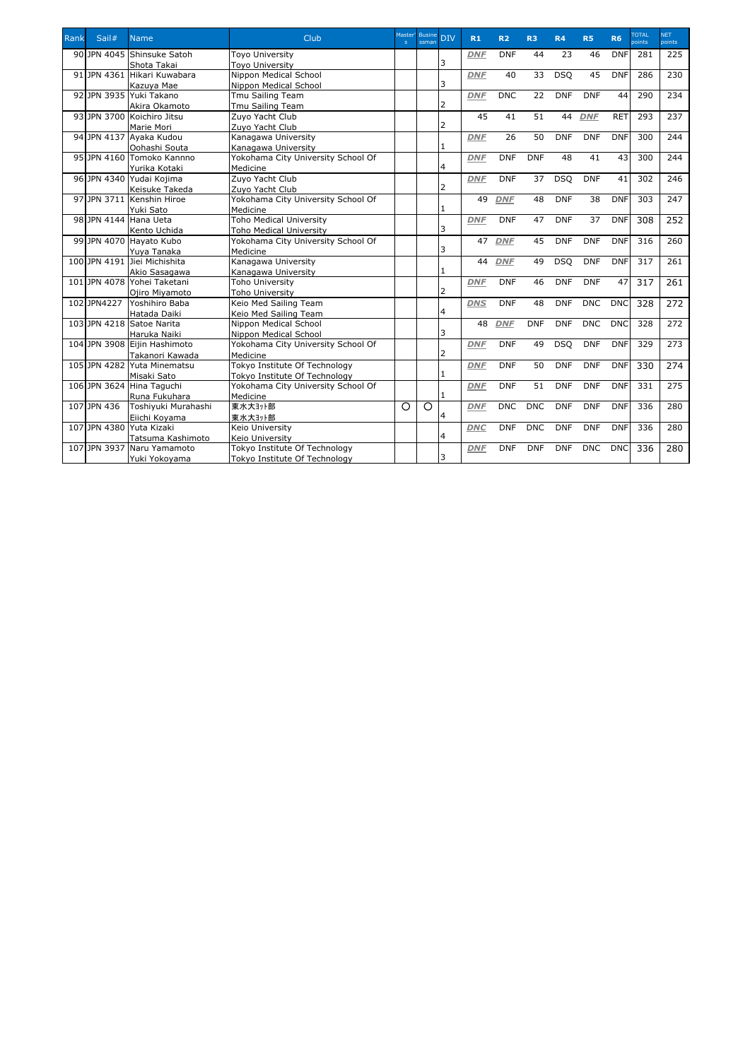| Rank | Sail# | Name | Club | Masters | Businessman | DIV | R1 | R2 | R3 | R4 | R5 | R6 | TOTAL points | NET points |
| --- | --- | --- | --- | --- | --- | --- | --- | --- | --- | --- | --- | --- | --- | --- |
| 90 | JPN 4045 | Shinsuke Satoh<br>Shota Takai | Toyo University<br>Toyo University | | | 3 | *DNF* | DNF | 44 | 23 | 46 | DNF | 281 | 225 |
| 91 | JPN 4361 | Hikari Kuwabara<br>Kazuya Mae | Nippon Medical School<br>Nippon Medical School | | | 3 | *DNF* | 40 | 33 | DSQ | 45 | DNF | 286 | 230 |
| 92 | JPN 3935 | Yuki Takano<br>Akira Okamoto | Tmu Sailing Team<br>Tmu Sailing Team | | | 2 | *DNF* | DNC | 22 | DNF | DNF | 44 | 290 | 234 |
| 93 | JPN 3700 | Koichiro Jitsu<br>Marie Mori | Zuyo Yacht Club<br>Zuyo Yacht Club | | | 2 | 45 | 41 | 51 | 44 | *DNF* | RET | 293 | 237 |
| 94 | JPN 4137 | Ayaka Kudou<br>Oohashi Souta | Kanagawa University<br>Kanagawa University | | | 1 | *DNF* | 26 | 50 | DNF | DNF | DNF | 300 | 244 |
| 95 | JPN 4160 | Tomoko Kannno<br>Yurika Kotaki | Yokohama City University School Of Medicine | | | 4 | *DNF* | DNF | DNF | 48 | 41 | 43 | 300 | 244 |
| 96 | JPN 4340 | Yudai Kojima<br>Keisuke Takeda | Zuyo Yacht Club<br>Zuyo Yacht Club | | | 2 | *DNF* | DNF | 37 | DSQ | DNF | 41 | 302 | 246 |
| 97 | JPN 3711 | Kenshin Hiroe<br>Yuki Sato | Yokohama City University School Of Medicine | | | 1 | 49 | *DNF* | 48 | DNF | 38 | DNF | 303 | 247 |
| 98 | JPN 4144 | Hana Ueta<br>Kento Uchida | Toho Medical University<br>Toho Medical University | | | 3 | *DNF* | DNF | 47 | DNF | 37 | DNF | 308 | 252 |
| 99 | JPN 4070 | Hayato Kubo<br>Yuya Tanaka | Yokohama City University School Of Medicine | | | 3 | 47 | *DNF* | 45 | DNF | DNF | DNF | 316 | 260 |
| 100 | JPN 4191 | Jiei Michishita<br>Akio Sasagawa | Kanagawa University<br>Kanagawa University | | | 1 | 44 | *DNF* | 49 | DSQ | DNF | DNF | 317 | 261 |
| 101 | JPN 4078 | Yohei Taketani<br>Ojiro Miyamoto | Toho University<br>Toho University | | | 2 | *DNF* | DNF | 46 | DNF | DNF | 47 | 317 | 261 |
| 102 | JPN4227 | Yoshihiro Baba<br>Hatada Daiki | Keio Med Sailing Team<br>Keio Med Sailing Team | | | 4 | *DNS* | DNF | 48 | DNF | DNC | DNC | 328 | 272 |
| 103 | JPN 4218 | Satoe Narita<br>Haruka Naiki | Nippon Medical School<br>Nippon Medical School | | | 3 | 48 | *DNF* | DNF | DNF | DNC | DNC | 328 | 272 |
| 104 | JPN 3908 | Eijin Hashimoto<br>Takanori Kawada | Yokohama City University School Of Medicine | | | 2 | *DNF* | DNF | 49 | DSQ | DNF | DNF | 329 | 273 |
| 105 | JPN 4282 | Yuta Minematsu<br>Misaki Sato | Tokyo Institute Of Technology<br>Tokyo Institute Of Technology | | | 1 | *DNF* | DNF | 50 | DNF | DNF | DNF | 330 | 274 |
| 106 | JPN 3624 | Hina Taguchi<br>Runa Fukuhara | Yokohama City University School Of Medicine | | | 1 | *DNF* | DNF | 51 | DNF | DNF | DNF | 331 | 275 |
| 107 | JPN 436 | Toshiyuki Murahashi<br>Eiichi Koyama | 東水大ﾖｯﾄ部<br>東水大ﾖｯﾄ部 | ○ | ○ | 4 | *DNF* | DNC | DNC | DNF | DNF | DNF | 336 | 280 |
| 107 | JPN 4380 | Yuta Kizaki<br>Tatsuma Kashimoto | Keio University<br>Keio University | | | 4 | *DNC* | DNF | DNC | DNF | DNF | DNF | 336 | 280 |
| 107 | JPN 3937 | Naru Yamamoto<br>Yuki Yokoyama | Tokyo Institute Of Technology<br>Tokyo Institute Of Technology | | | 3 | *DNF* | DNF | DNF | DNF | DNC | DNC | 336 | 280 |